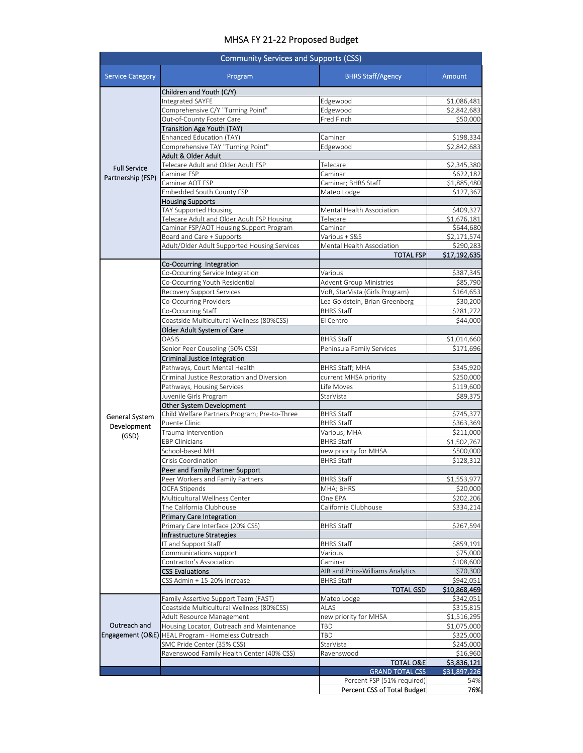# MHSA FY 21-22 Proposed Budget

| Community Services and Supports (CSS) | | | |
|---|---|---|---|
| **Service Category** | **Program** | **BHRS Staff/Agency** | **Amount** |
| Full Service Partnership (FSP) | **Children and Youth (C/Y)** | | |
| | Integrated SAYFE | Edgewood | $1,086,481 |
| | Comprehensive C/Y "Turning Point" | Edgewood | $2,842,683 |
| | Out-of-County Foster Care | Fred Finch | $50,000 |
| | **Transition Age Youth (TAY)** | | |
| | Enhanced Education (TAY) | Caminar | $198,334 |
| | Comprehensive TAY "Turning Point" | Edgewood | $2,842,683 |
| | **Adult & Older Adult** | | |
| | Telecare Adult and Older Adult FSP | Telecare | $2,345,380 |
| | Caminar FSP | Caminar | $622,182 |
| | Caminar AOT FSP | Caminar; BHRS Staff | $1,885,480 |
| | Embedded South County FSP | Mateo Lodge | $127,367 |
| | **Housing Supports** | | |
| | TAY Supported Housing | Mental Health Association | $409,327 |
| | Telecare Adult and Older Adult FSP Housing | Telecare | $1,676,181 |
| | Caminar FSP/AOT Housing Support Program | Caminar | $644,680 |
| | Board and Care + Supports | Various + S&S | $2,171,574 |
| | Adult/Older Adult Supported Housing Services | Mental Health Association | $290,283 |
| | | **TOTAL FSP** | **$17,192,635** |
| General System Development (GSD) | **Co-Occurring Integration** | | |
| | Co-Occurring Service Integration | Various | $387,345 |
| | Co-Occurring Youth Residential | Advent Group Ministries | $85,790 |
| | Recovery Support Services | VoR, StarVista (Girls Program) | $164,653 |
| | Co-Occurring Providers | Lea Goldstein, Brian Greenberg | $30,200 |
| | Co-Occurring Staff | BHRS Staff | $281,272 |
| | Coastside Multicultural Wellness (80%CSS) | El Centro | $44,000 |
| | **Older Adult System of Care** | | |
| | OASIS | BHRS Staff | $1,014,660 |
| | Senior Peer Couseling (50% CSS) | Peninsula Family Services | $171,696 |
| | **Criminal Justice Integration** | | |
| | Pathways, Court Mental Health | BHRS Staff; MHA | $345,920 |
| | Criminal Justice Restoration and Diversion | current MHSA priority | $250,000 |
| | Pathways, Housing Services | Life Moves | $119,600 |
| | Juvenile Girls Program | StarVista | $89,375 |
| | **Other System Development** | | |
| | Child Welfare Partners Program; Pre-to-Three | BHRS Staff | $745,377 |
| | Puente Clinic | BHRS Staff | $363,369 |
| | Trauma Intervention | Various; MHA | $211,000 |
| | EBP Clinicians | BHRS Staff | $1,502,767 |
| | School-based MH | new priority for MHSA | $500,000 |
| | Crisis Coordination | BHRS Staff | $128,312 |
| | **Peer and Family Partner Support** | | |
| | Peer Workers and Family Partners | BHRS Staff | $1,553,977 |
| | OCFA Stipends | MHA; BHRS | $20,000 |
| | Multicultural Wellness Center | One EPA | $202,206 |
| | The California Clubhouse | California Clubhouse | $334,214 |
| | **Primary Care Integration** | | |
| | Primary Care Interface (20% CSS) | BHRS Staff | $267,594 |
| | **Infrastructure Strategies** | | |
| | IT and Support Staff | BHRS Staff | $859,191 |
| | Communications support | Various | $75,000 |
| | Contractor's Association | Caminar | $108,600 |
| | **CSS Evaluations** | AIR and Prins-Williams Analytics | $70,300 |
| | CSS Admin + 15-20% Increase | BHRS Staff | $942,051 |
| | | **TOTAL GSD** | **$10,868,469** |
| Outreach and Engagement (O&E) | Family Assertive Support Team (FAST) | Mateo Lodge | $342,051 |
| | Coastside Multicultural Wellness (80%CSS) | ALAS | $315,815 |
| | Adult Resource Management | new priority for MHSA | $1,516,295 |
| | Housing Locator, Outreach and Maintenance | TBD | $1,075,000 |
| | HEAL Program - Homeless Outreach | TBD | $325,000 |
| | SMC Pride Center (35% CSS) | StarVista | $245,000 |
| | Ravenswood Family Health Center (40% CSS) | Ravenswood | $16,960 |
| | | **TOTAL O&E** | **$3,836,121** |
| | | **GRAND TOTAL CSS** | **$31,897,226** |
| | | Percent FSP (51% required) | 54% |
| | | **Percent CSS of Total Budget** | **76%** |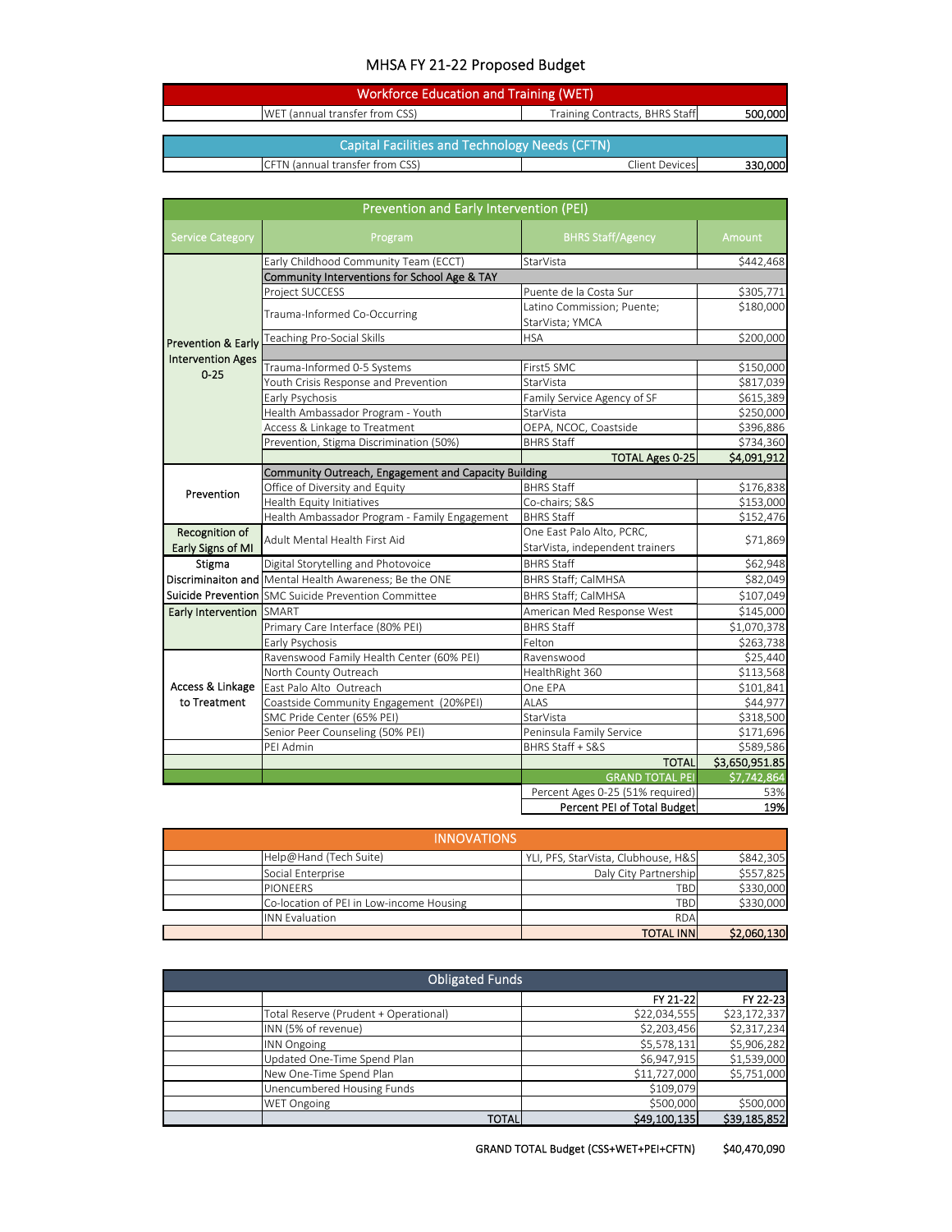# MHSA FY 21-22 Proposed Budget

| Workforce Education and Training (WET) | | | |
|---|---|---|---|
| | WET (annual transfer from CSS) | Training Contracts, BHRS Staff | 500,000 |

| Capital Facilities and Technology Needs (CFTN) | | | |
|---|---|---|---|
| | CFTN (annual transfer from CSS) | Client Devices | 330,000 |

| Prevention and Early Intervention (PEI) | | | |
|---|---|---|---|
| Service Category | Program | BHRS Staff/Agency | Amount |
| Prevention & Early Intervention Ages 0-25 | Early Childhood Community Team (ECCT) | StarVista | $442,468 |
| | Community Interventions for School Age & TAY | | |
| | Project SUCCESS | Puente de la Costa Sur | $305,771 |
| | Trauma-Informed Co-Occurring | Latino Commission; Puente; StarVista; YMCA | $180,000 |
| | Teaching Pro-Social Skills | HSA | $200,000 |
| | | | |
| | Trauma-Informed 0-5 Systems | First5 SMC | $150,000 |
| | Youth Crisis Response and Prevention | StarVista | $817,039 |
| | Early Psychosis | Family Service Agency of SF | $615,389 |
| | Health Ambassador Program - Youth | StarVista | $250,000 |
| | Access & Linkage to Treatment | OEPA, NCOC, Coastside | $396,886 |
| | Prevention, Stigma Discrimination (50%) | BHRS Staff | $734,360 |
| | | TOTAL Ages 0-25 | $4,091,912 |
| Prevention | Community Outreach, Engagement and Capacity Building | | |
| | Office of Diversity and Equity | BHRS Staff | $176,838 |
| | Health Equity Initiatives | Co-chairs; S&S | $153,000 |
| | Health Ambassador Program - Family Engagement | BHRS Staff | $152,476 |
| Recognition of Early Signs of MI | Adult Mental Health First Aid | One East Palo Alto, PCRC, StarVista, independent trainers | $71,869 |
| Stigma Discriminaiton and Suicide Prevention | Digital Storytelling and Photovoice | BHRS Staff | $62,948 |
| | Mental Health Awareness; Be the ONE | BHRS Staff; CalMHSA | $82,049 |
| | SMC Suicide Prevention Committee | BHRS Staff; CalMHSA | $107,049 |
| Early Intervention | SMART | American Med Response West | $145,000 |
| | Primary Care Interface (80% PEI) | BHRS Staff | $1,070,378 |
| | Early Psychosis | Felton | $263,738 |
| Access & Linkage to Treatment | Ravenswood Family Health Center (60% PEI) | Ravenswood | $25,440 |
| | North County Outreach | HealthRight 360 | $113,568 |
| | East Palo Alto Outreach | One EPA | $101,841 |
| | Coastside Community Engagement (20%PEI) | ALAS | $44,977 |
| | SMC Pride Center (65% PEI) | StarVista | $318,500 |
| | Senior Peer Counseling (50% PEI) | Peninsula Family Service | $171,696 |
| | PEI Admin | BHRS Staff + S&S | $589,586 |
| | | TOTAL | $3,650,951.85 |
| | | GRAND TOTAL PEI | $7,742,864 |
| | | Percent Ages 0-25 (51% required) | 53% |
| | | Percent PEI of Total Budget | 19% |

| INNOVATIONS | | | |
|---|---|---|---|
| | Help@Hand (Tech Suite) | YLI, PFS, StarVista, Clubhouse, H&S | $842,305 |
| | Social Enterprise | Daly City Partnership | $557,825 |
| | PIONEERS | TBD | $330,000 |
| | Co-location of PEI in Low-income Housing | TBD | $330,000 |
| | INN Evaluation | RDA | |
| | | TOTAL INN | $2,060,130 |

| Obligated Funds | | | |
|---|---|---|---|
| | | FY 21-22 | FY 22-23 |
| | Total Reserve (Prudent + Operational) | $22,034,555 | $23,172,337 |
| | INN (5% of revenue) | $2,203,456 | $2,317,234 |
| | INN Ongoing | $5,578,131 | $5,906,282 |
| | Updated One-Time Spend Plan | $6,947,915 | $1,539,000 |
| | New One-Time Spend Plan | $11,727,000 | $5,751,000 |
| | Unencumbered Housing Funds | $109,079 | |
| | WET Ongoing | $500,000 | $500,000 |
| | TOTAL | $49,100,135 | $39,185,852 |

GRAND TOTAL Budget (CSS+WET+PEI+CFTN) $40,470,090